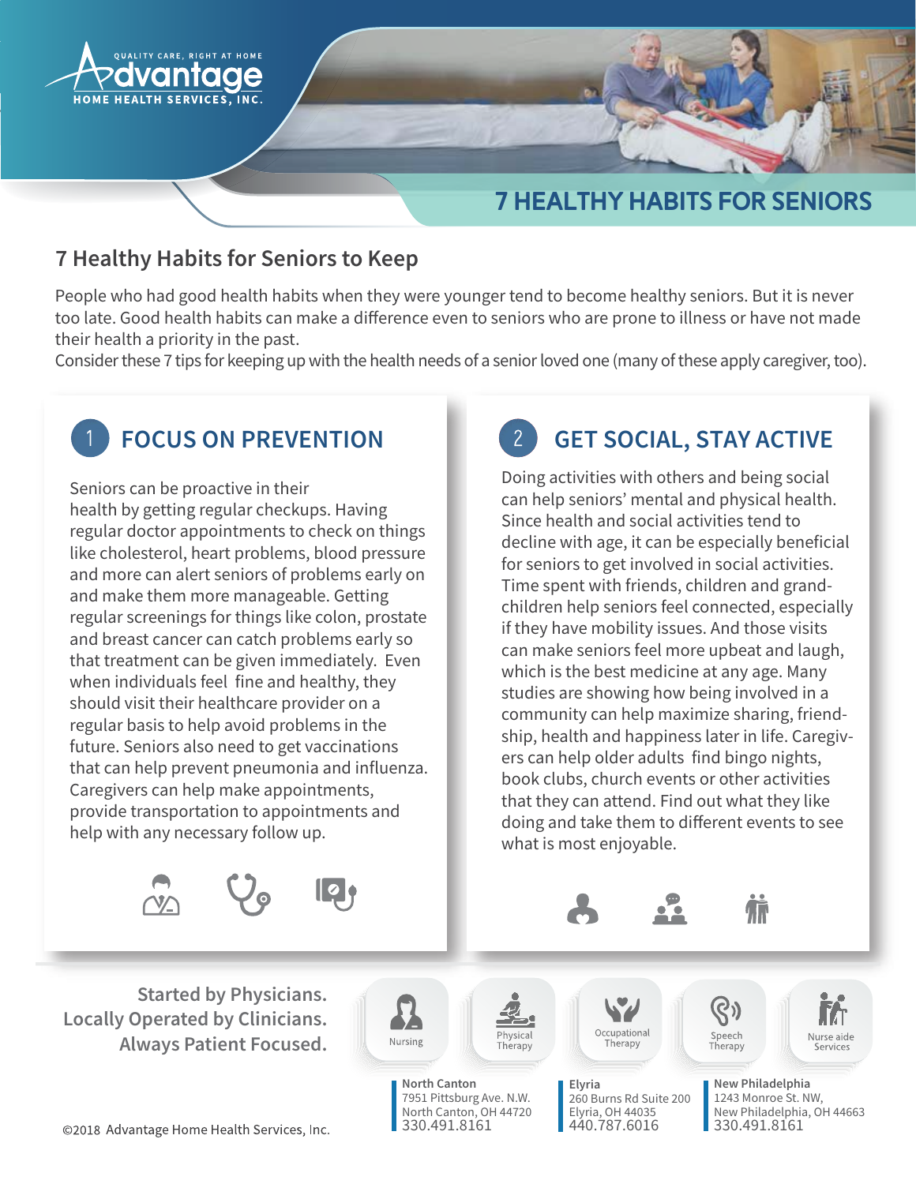QUALITY CARE, RIGHT AT HOME

Advantage HOME HEALTH SERVICES, INC.

# 7 HEALTHY HABITS FOR SENIORS

## 7 Healthy Habits for Seniors to Keep

People who had good health habits when they were younger tend to become healthy seniors. But it is never too late. Good health habits can make a difference even to seniors who are prone to illness or have not made their health a priority in the past.

Consider these 7 tips for keeping up with the health needs of a senior loved one (many of these apply caregiver, too).

### 1 FOCUS ON PREVENTION

Seniors can be proactive in their health by getting regular checkups. Having regular doctor appointments to check on things like cholesterol, heart problems, blood pressure and more can alert seniors of problems early on and make them more manageable. Getting regular screenings for things like colon, prostate and breast cancer can catch problems early so that treatment can be given immediately. Even when individuals feel fine and healthy, they should visit their healthcare provider on a regular basis to help avoid problems in the future. Seniors also need to get vaccinations that can help prevent pneumonia and influenza. Caregivers can help make appointments, provide transportation to appointments and help with any necessary follow up.

### 2 GET SOCIAL, STAY ACTIVE

Doing activities with others and being social can help seniors' mental and physical health. Since health and social activities tend to decline with age, it can be especially beneficial for seniors to get involved in social activities. Time spent with friends, children and grand-children help seniors feel connected, especially if they have mobility issues. And those visits can make seniors feel more upbeat and laugh, which is the best medicine at any age. Many studies are showing how being involved in a community can help maximize sharing, friend-ship, health and happiness later in life. Caregiv-ers can help older adults find bingo nights, book clubs, church events or other activities that they can attend. Find out what they like doing and take them to different events to see what is most enjoyable.

Started by Physicians.
Locally Operated by Clinicians.
Always Patient Focused.

Nursing | Physical Therapy | Occupational Therapy | Speech Therapy | Nurse aide Services

**North Canton**
7951 Pittsburg Ave. N.W.
North Canton, OH 44720
330.491.8161

**Elyria**
260 Burns Rd Suite 200
Elyria, OH 44035
440.787.6016

**New Philadelphia**
1243 Monroe St. NW,
New Philadelphia, OH 44663
330.491.8161

©2018 Advantage Home Health Services, Inc.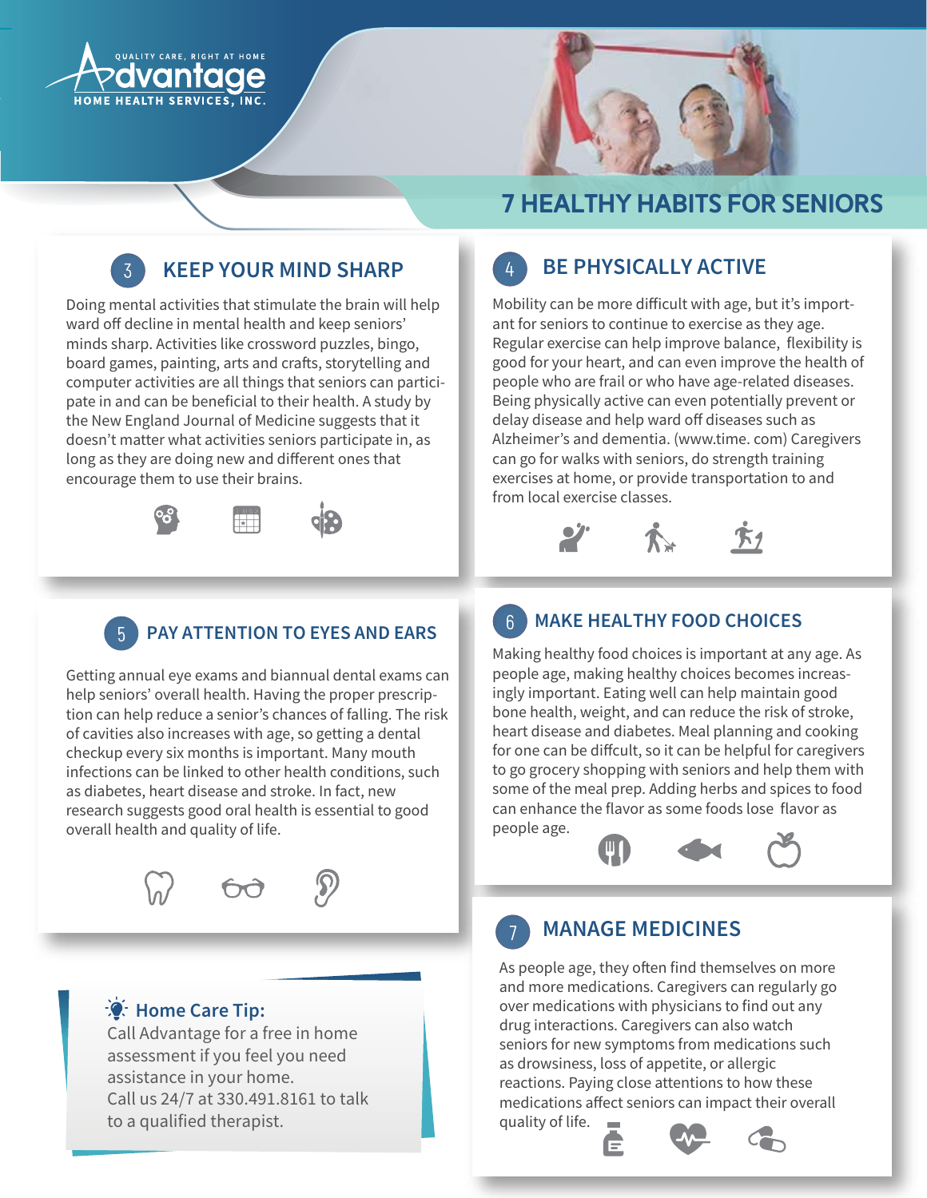QUALITY CARE, RIGHT AT HOME

Advantage

HOME HEALTH SERVICES, INC.

# 7 HEALTHY HABITS FOR SENIORS

## 3 KEEP YOUR MIND SHARP

Doing mental activities that stimulate the brain will help ward off decline in mental health and keep seniors' minds sharp. Activities like crossword puzzles, bingo, board games, painting, arts and crafts, storytelling and computer activities are all things that seniors can participate in and can be beneficial to their health. A study by the New England Journal of Medicine suggests that it doesn't matter what activities seniors participate in, as long as they are doing new and different ones that encourage them to use their brains.

## 4 BE PHYSICALLY ACTIVE

Mobility can be more difficult with age, but it's important for seniors to continue to exercise as they age. Regular exercise can help improve balance, flexibility is good for your heart, and can even improve the health of people who are frail or who have age-related diseases. Being physically active can even potentially prevent or delay disease and help ward off diseases such as Alzheimer's and dementia. (www.time. com) Caregivers can go for walks with seniors, do strength training exercises at home, or provide transportation to and from local exercise classes.

## 5 PAY ATTENTION TO EYES AND EARS

Getting annual eye exams and biannual dental exams can help seniors' overall health. Having the proper prescription can help reduce a senior's chances of falling. The risk of cavities also increases with age, so getting a dental checkup every six months is important. Many mouth infections can be linked to other health conditions, such as diabetes, heart disease and stroke. In fact, new research suggests good oral health is essential to good overall health and quality of life.

## 6 MAKE HEALTHY FOOD CHOICES

Making healthy food choices is important at any age. As people age, making healthy choices becomes increasingly important. Eating well can help maintain good bone health, weight, and can reduce the risk of stroke, heart disease and diabetes. Meal planning and cooking for one can be diffcult, so it can be helpful for caregivers to go grocery shopping with seniors and help them with some of the meal prep. Adding herbs and spices to food can enhance the flavor as some foods lose flavor as people age.

### Home Care Tip:

Call Advantage for a free in home assessment if you feel you need assistance in your home.
Call us 24/7 at 330.491.8161 to talk to a qualified therapist.

## 7 MANAGE MEDICINES

As people age, they often find themselves on more and more medications. Caregivers can regularly go over medications with physicians to find out any drug interactions. Caregivers can also watch seniors for new symptoms from medications such as drowsiness, loss of appetite, or allergic reactions. Paying close attentions to how these medications affect seniors can impact their overall quality of life.